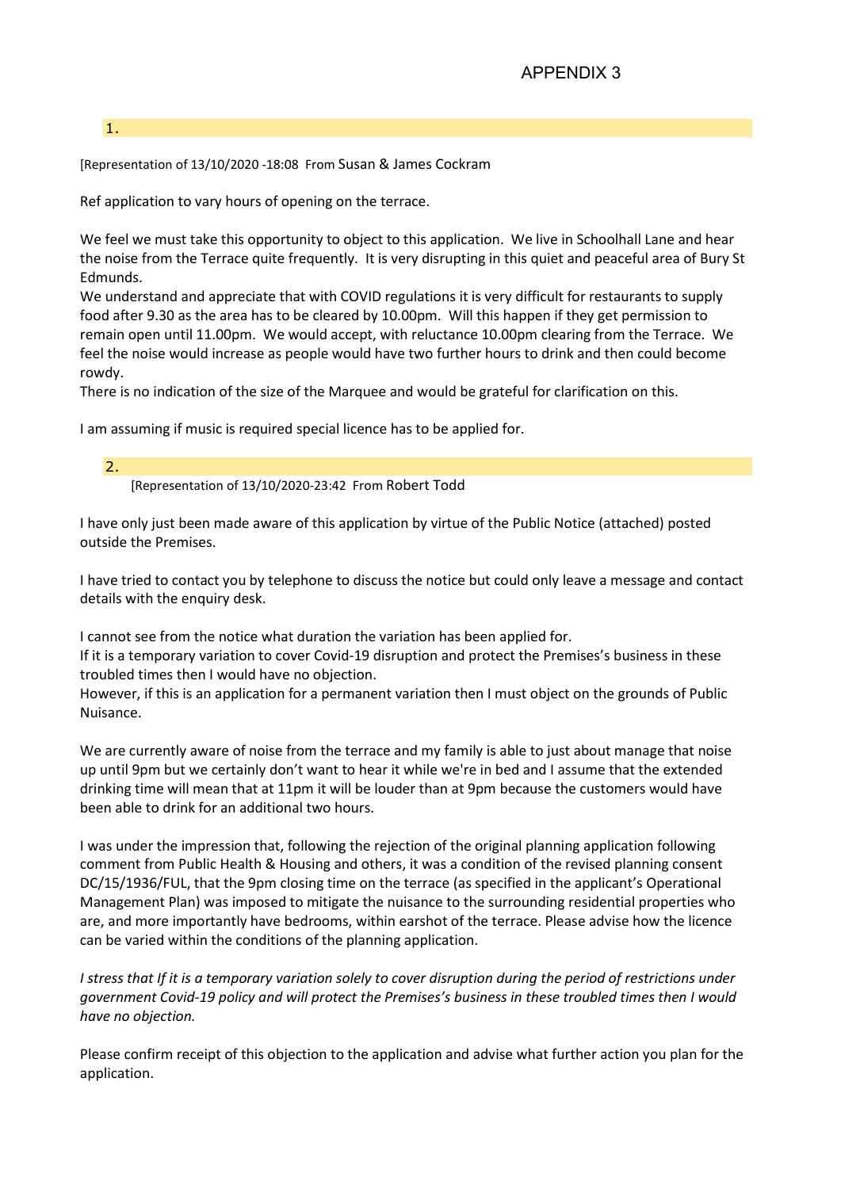# APPENDIX 3

1.

[Representation of 13/10/2020 -18:08 From Susan & James Cockram

Ref application to vary hours of opening on the terrace.

We feel we must take this opportunity to object to this application. We live in Schoolhall Lane and hear the noise from the Terrace quite frequently. It is very disrupting in this quiet and peaceful area of Bury St Edmunds.
We understand and appreciate that with COVID regulations it is very difficult for restaurants to supply food after 9.30 as the area has to be cleared by 10.00pm. Will this happen if they get permission to remain open until 11.00pm. We would accept, with reluctance 10.00pm clearing from the Terrace. We feel the noise would increase as people would have two further hours to drink and then could become rowdy.
There is no indication of the size of the Marquee and would be grateful for clarification on this.

I am assuming if music is required special licence has to be applied for.

2.

[Representation of 13/10/2020-23:42 From Robert Todd

I have only just been made aware of this application by virtue of the Public Notice (attached) posted outside the Premises.

I have tried to contact you by telephone to discuss the notice but could only leave a message and contact details with the enquiry desk.

I cannot see from the notice what duration the variation has been applied for.
If it is a temporary variation to cover Covid-19 disruption and protect the Premises's business in these troubled times then I would have no objection.
However, if this is an application for a permanent variation then I must object on the grounds of Public Nuisance.

We are currently aware of noise from the terrace and my family is able to just about manage that noise up until 9pm but we certainly don't want to hear it while we're in bed and I assume that the extended drinking time will mean that at 11pm it will be louder than at 9pm because the customers would have been able to drink for an additional two hours.

I was under the impression that, following the rejection of the original planning application following comment from Public Health & Housing and others, it was a condition of the revised planning consent DC/15/1936/FUL, that the 9pm closing time on the terrace (as specified in the applicant's Operational Management Plan) was imposed to mitigate the nuisance to the surrounding residential properties who are, and more importantly have bedrooms, within earshot of the terrace. Please advise how the licence can be varied within the conditions of the planning application.

*I stress that If it is a temporary variation solely to cover disruption during the period of restrictions under government Covid-19 policy and will protect the Premises's business in these troubled times then I would have no objection.*

Please confirm receipt of this objection to the application and advise what further action you plan for the application.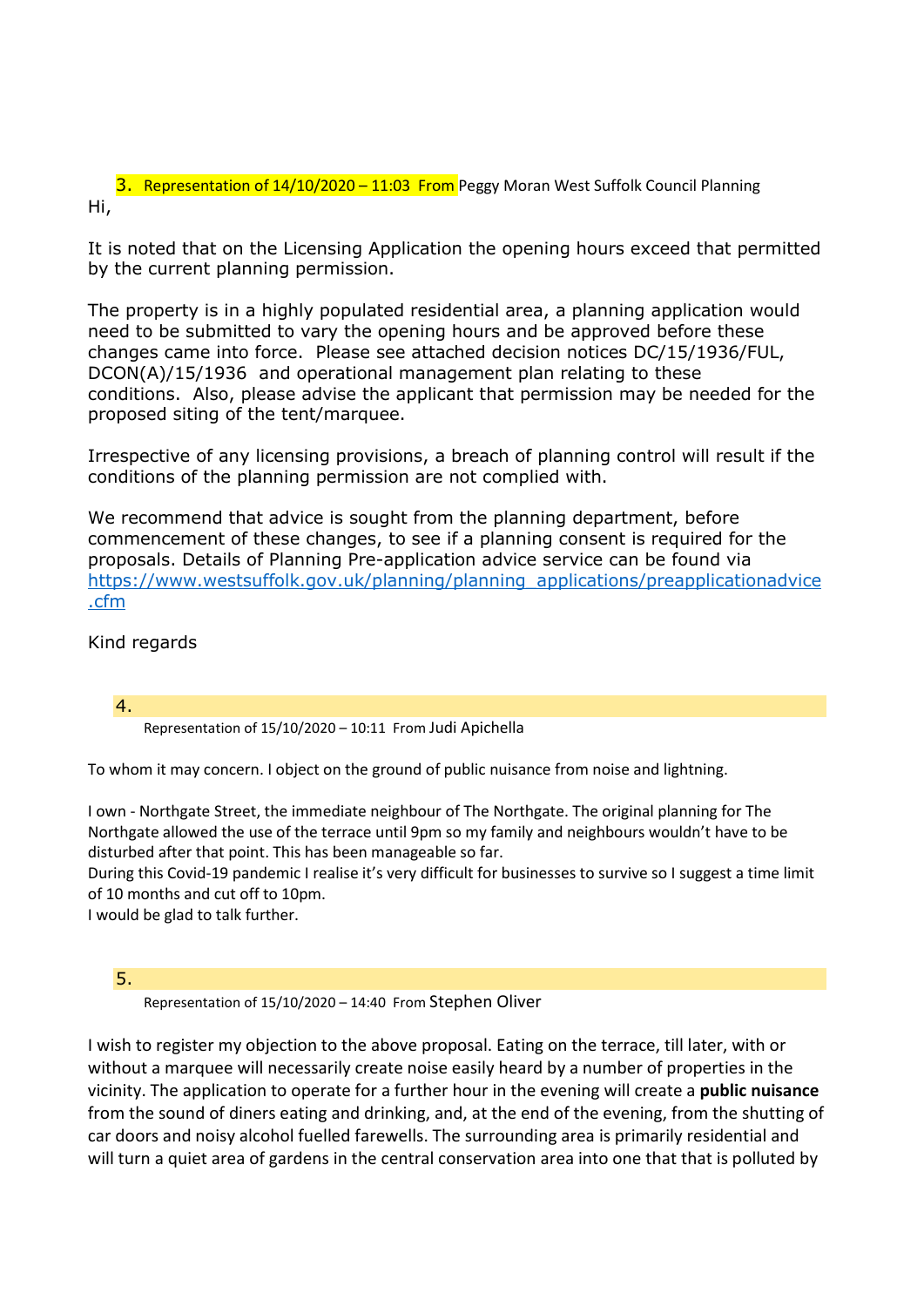3. Representation of 14/10/2020 – 11:03 From Peggy Moran West Suffolk Council Planning

Hi,

It is noted that on the Licensing Application the opening hours exceed that permitted by the current planning permission.

The property is in a highly populated residential area, a planning application would need to be submitted to vary the opening hours and be approved before these changes came into force. Please see attached decision notices DC/15/1936/FUL, DCON(A)/15/1936 and operational management plan relating to these conditions. Also, please advise the applicant that permission may be needed for the proposed siting of the tent/marquee.

Irrespective of any licensing provisions, a breach of planning control will result if the conditions of the planning permission are not complied with.

We recommend that advice is sought from the planning department, before commencement of these changes, to see if a planning consent is required for the proposals. Details of Planning Pre-application advice service can be found via https://www.westsuffolk.gov.uk/planning/planning_applications/preapplicationadvice.cfm

Kind regards

4. Representation of 15/10/2020 – 10:11 From Judi Apichella

To whom it may concern. I object on the ground of public nuisance from noise and lightning.

I own - Northgate Street, the immediate neighbour of The Northgate. The original planning for The Northgate allowed the use of the terrace until 9pm so my family and neighbours wouldn't have to be disturbed after that point. This has been manageable so far.
During this Covid-19 pandemic I realise it's very difficult for businesses to survive so I suggest a time limit of 10 months and cut off to 10pm.
I would be glad to talk further.

5. Representation of 15/10/2020 – 14:40 From Stephen Oliver

I wish to register my objection to the above proposal. Eating on the terrace, till later, with or without a marquee will necessarily create noise easily heard by a number of properties in the vicinity. The application to operate for a further hour in the evening will create a **public nuisance** from the sound of diners eating and drinking, and, at the end of the evening, from the shutting of car doors and noisy alcohol fuelled farewells. The surrounding area is primarily residential and will turn a quiet area of gardens in the central conservation area into one that that is polluted by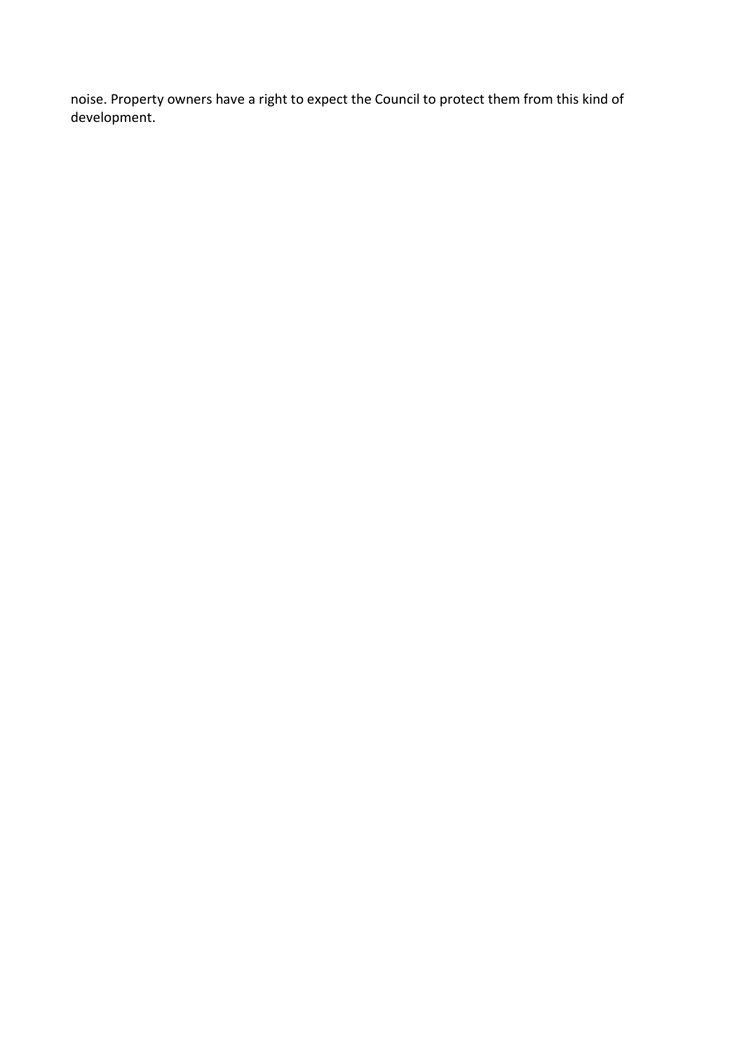noise. Property owners have a right to expect the Council to protect them from this kind of development.